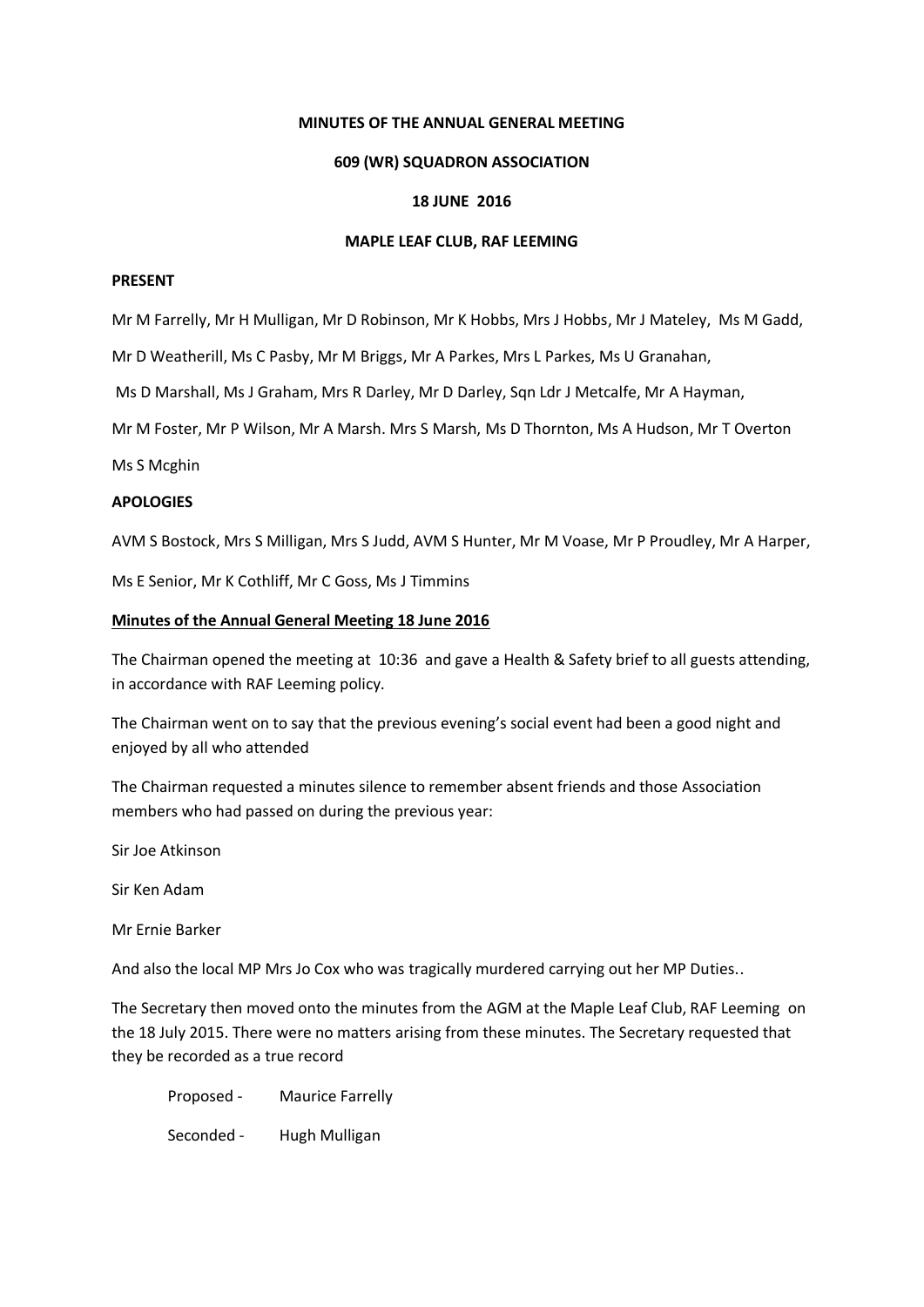**MINUTES OF THE ANNUAL GENERAL MEETING**

**609 (WR) SQUADRON ASSOCIATION**

**18 JUNE 2016**

**MAPLE LEAF CLUB, RAF LEEMING**

**PRESENT**

Mr M Farrelly, Mr H Mulligan, Mr D Robinson, Mr K Hobbs, Mrs J Hobbs, Mr J Mateley, Ms M Gadd, Mr D Weatherill, Ms C Pasby, Mr M Briggs, Mr A Parkes, Mrs L Parkes, Ms U Granahan, Ms D Marshall, Ms J Graham, Mrs R Darley, Mr D Darley, Sqn Ldr J Metcalfe, Mr A Hayman, Mr M Foster, Mr P Wilson, Mr A Marsh. Mrs S Marsh, Ms D Thornton, Ms A Hudson, Mr T Overton Ms S Mcghin

**APOLOGIES**

AVM S Bostock, Mrs S Milligan, Mrs S Judd, AVM S Hunter, Mr M Voase, Mr P Proudley, Mr A Harper, Ms E Senior, Mr K Cothliff, Mr C Goss, Ms J Timmins

**Minutes of the Annual General Meeting 18 June 2016**

The Chairman opened the meeting at 10:36 and gave a Health & Safety brief to all guests attending, in accordance with RAF Leeming policy.

The Chairman went on to say that the previous evening's social event had been a good night and enjoyed by all who attended

The Chairman requested a minutes silence to remember absent friends and those Association members who had passed on during the previous year:

Sir Joe Atkinson

Sir Ken Adam

Mr Ernie Barker

And also the local MP Mrs Jo Cox who was tragically murdered carrying out her MP Duties..

The Secretary then moved onto the minutes from the AGM at the Maple Leaf Club, RAF Leeming on the 18 July 2015. There were no matters arising from these minutes. The Secretary requested that they be recorded as a true record

Proposed - Maurice Farrelly

Seconded - Hugh Mulligan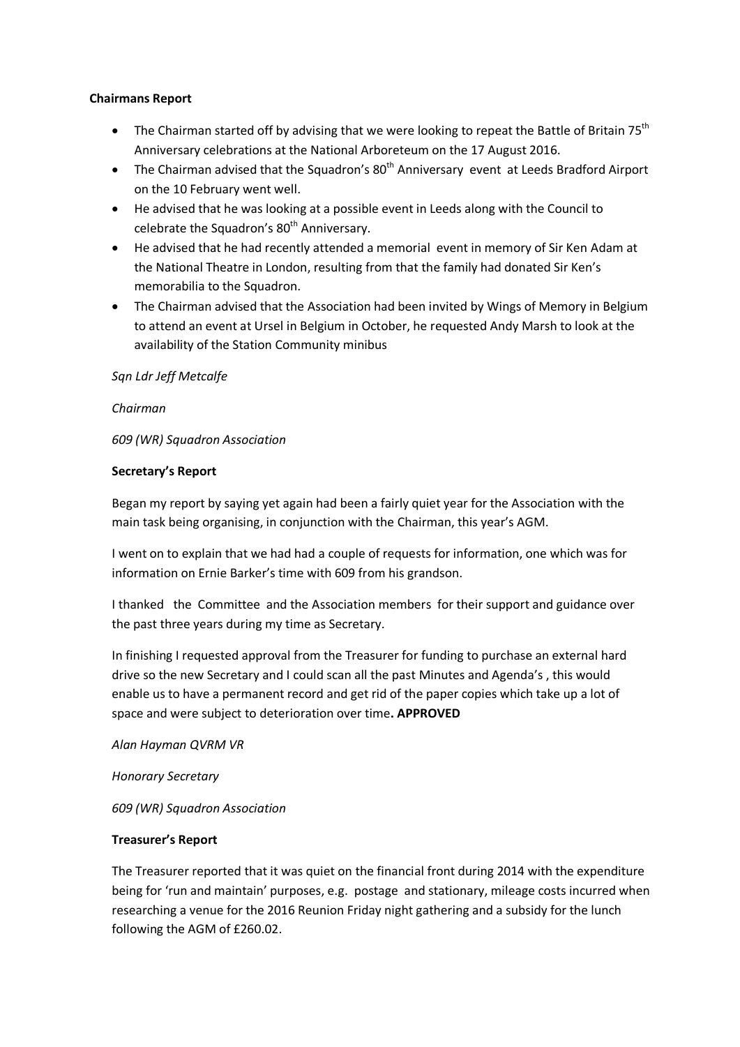**Chairmans Report**

- The Chairman started off by advising that we were looking to repeat the Battle of Britain 75th Anniversary celebrations at the National Arboreteum on the 17 August 2016.
- The Chairman advised that the Squadron's 80th Anniversary event at Leeds Bradford Airport on the 10 February went well.
- He advised that he was looking at a possible event in Leeds along with the Council to celebrate the Squadron's 80th Anniversary.
- He advised that he had recently attended a memorial event in memory of Sir Ken Adam at the National Theatre in London, resulting from that the family had donated Sir Ken's memorabilia to the Squadron.
- The Chairman advised that the Association had been invited by Wings of Memory in Belgium to attend an event at Ursel in Belgium in October, he requested Andy Marsh to look at the availability of the Station Community minibus

*Sqn Ldr Jeff Metcalfe*

*Chairman*

*609 (WR) Squadron Association*

**Secretary's Report**

Began my report by saying yet again had been a fairly quiet year for the Association with the main task being organising, in conjunction with the Chairman, this year's AGM.

I went on to explain that we had had a couple of requests for information, one which was for information on Ernie Barker's time with 609 from his grandson.

I thanked the Committee and the Association members for their support and guidance over the past three years during my time as Secretary.

In finishing I requested approval from the Treasurer for funding to purchase an external hard drive so the new Secretary and I could scan all the past Minutes and Agenda's , this would enable us to have a permanent record and get rid of the paper copies which take up a lot of space and were subject to deterioration over time**. APPROVED**

*Alan Hayman QVRM VR*

*Honorary Secretary*

*609 (WR) Squadron Association*

**Treasurer's Report**

The Treasurer reported that it was quiet on the financial front during 2014 with the expenditure being for 'run and maintain' purposes, e.g. postage and stationary, mileage costs incurred when researching a venue for the 2016 Reunion Friday night gathering and a subsidy for the lunch following the AGM of £260.02.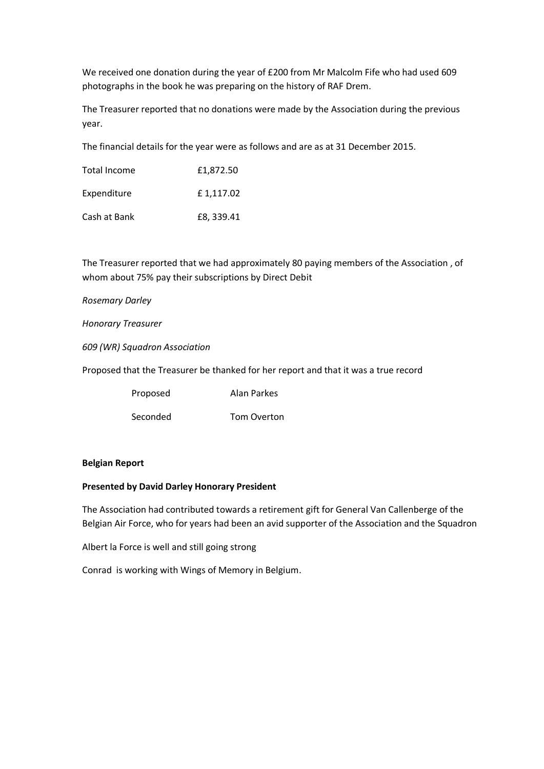We received one donation during the year of £200 from Mr Malcolm Fife who had used 609 photographs in the book he was preparing on the history of RAF Drem.

The Treasurer reported that no donations were made by the Association during the previous year.

The financial details for the year were as follows and are as at 31 December 2015.

| | |
|---|---|
| Total Income | £1,872.50 |
| Expenditure | £ 1,117.02 |
| Cash at Bank | £8, 339.41 |

The Treasurer reported that we had approximately 80 paying members of the Association , of whom about 75% pay their subscriptions by Direct Debit

*Rosemary Darley*

*Honorary Treasurer*

*609 (WR) Squadron Association*

Proposed that the Treasurer be thanked for her report and that it was a true record

| | |
|---|---|
| Proposed | Alan Parkes |
| Seconded | Tom Overton |

**Belgian Report**

**Presented by David Darley Honorary President**

The Association had contributed towards a retirement gift for General Van Callenberge of the Belgian Air Force, who for years had been an avid supporter of the Association and the Squadron

Albert la Force is well and still going strong

Conrad is working with Wings of Memory in Belgium.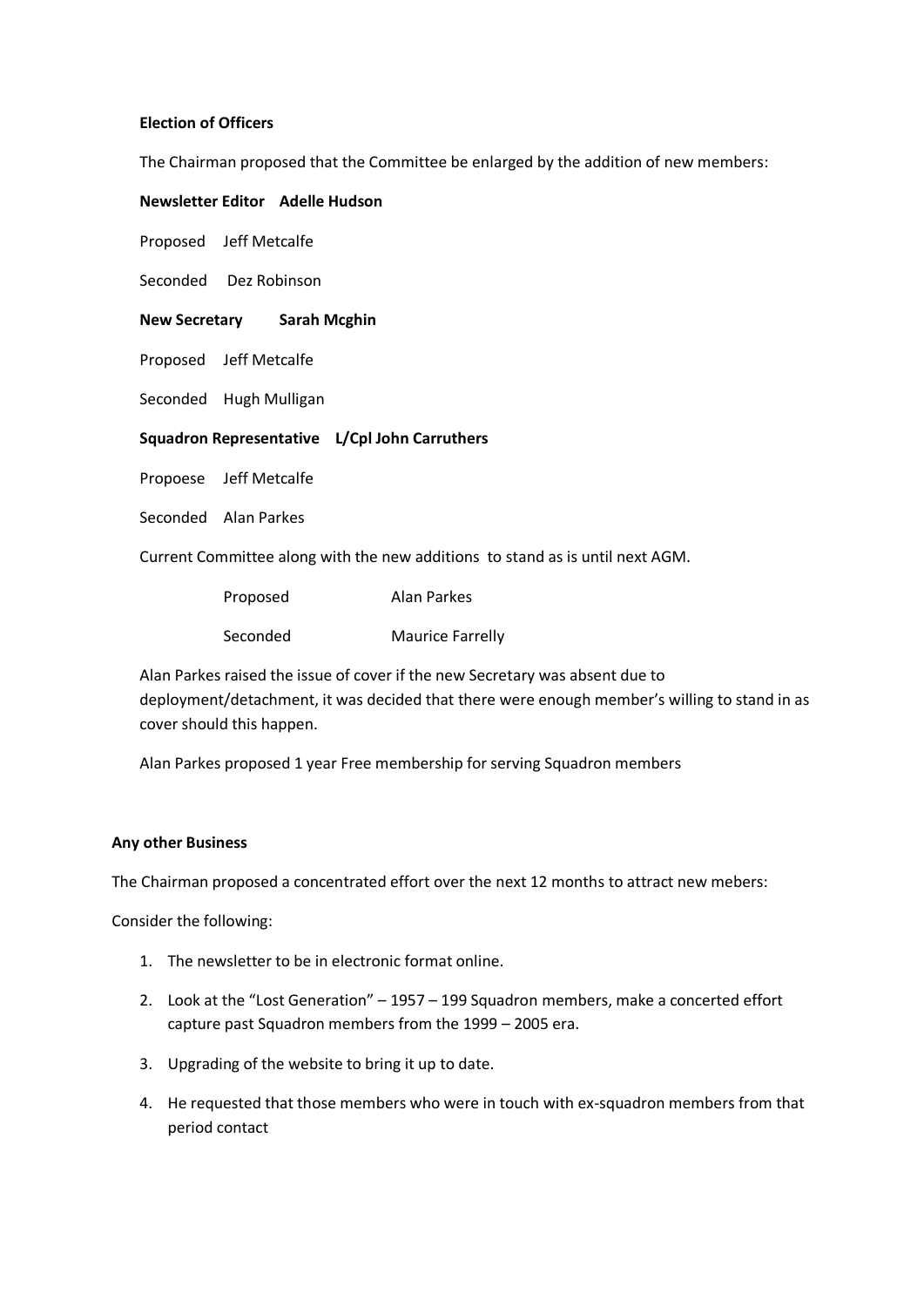**Election of Officers**

The Chairman proposed that the Committee be enlarged by the addition of new members:

**Newsletter Editor Adelle Hudson**

Proposed Jeff Metcalfe

Seconded Dez Robinson

**New Secretary Sarah Mcghin**

Proposed Jeff Metcalfe

Seconded Hugh Mulligan

**Squadron Representative L/Cpl John Carruthers**

Propoese Jeff Metcalfe

Seconded Alan Parkes

Current Committee along with the new additions to stand as is until next AGM.

Proposed Alan Parkes

Seconded Maurice Farrelly

Alan Parkes raised the issue of cover if the new Secretary was absent due to deployment/detachment, it was decided that there were enough member's willing to stand in as cover should this happen.

Alan Parkes proposed 1 year Free membership for serving Squadron members

**Any other Business**

The Chairman proposed a concentrated effort over the next 12 months to attract new mebers:

Consider the following:

1. The newsletter to be in electronic format online.
2. Look at the "Lost Generation" – 1957 – 199 Squadron members, make a concerted effort capture past Squadron members from the 1999 – 2005 era.
3. Upgrading of the website to bring it up to date.
4. He requested that those members who were in touch with ex-squadron members from that period contact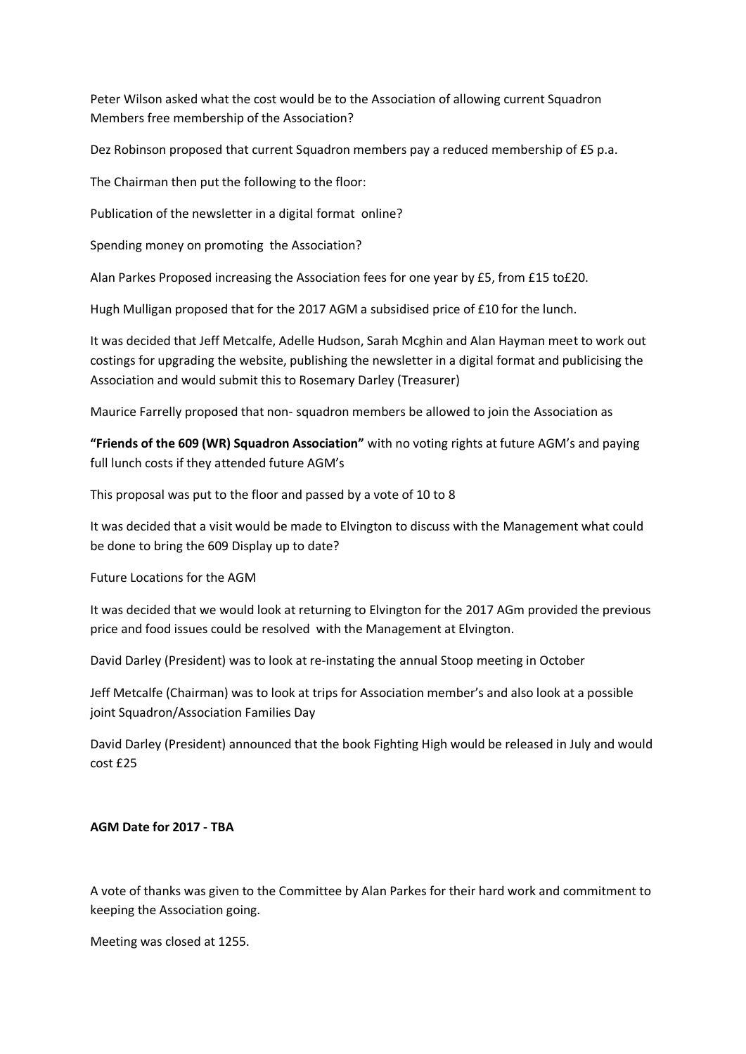Peter Wilson asked what the cost would be to the Association of allowing current Squadron Members free membership of the Association?

Dez Robinson proposed that current Squadron members pay a reduced membership of £5 p.a.

The Chairman then put the following to the floor:

Publication of the newsletter in a digital format online?

Spending money on promoting the Association?

Alan Parkes Proposed increasing the Association fees for one year by £5, from £15 to£20.

Hugh Mulligan proposed that for the 2017 AGM a subsidised price of £10 for the lunch.

It was decided that Jeff Metcalfe, Adelle Hudson, Sarah Mcghin and Alan Hayman meet to work out costings for upgrading the website, publishing the newsletter in a digital format and publicising the Association and would submit this to Rosemary Darley (Treasurer)

Maurice Farrelly proposed that non- squadron members be allowed to join the Association as

**"Friends of the 609 (WR) Squadron Association"** with no voting rights at future AGM's and paying full lunch costs if they attended future AGM's

This proposal was put to the floor and passed by a vote of 10 to 8

It was decided that a visit would be made to Elvington to discuss with the Management what could be done to bring the 609 Display up to date?

Future Locations for the AGM

It was decided that we would look at returning to Elvington for the 2017 AGm provided the previous price and food issues could be resolved with the Management at Elvington.

David Darley (President) was to look at re-instating the annual Stoop meeting in October

Jeff Metcalfe (Chairman) was to look at trips for Association member's and also look at a possible joint Squadron/Association Families Day

David Darley (President) announced that the book Fighting High would be released in July and would cost £25

**AGM Date for 2017 - TBA**

A vote of thanks was given to the Committee by Alan Parkes for their hard work and commitment to keeping the Association going.

Meeting was closed at 1255.